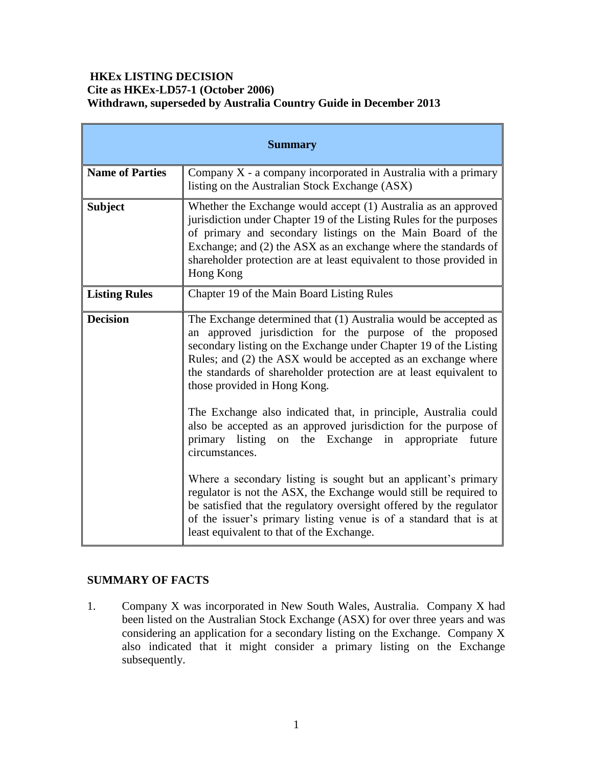**HKEx LISTING DECISION**
**Cite as HKEx-LD57-1 (October 2006)**
**Withdrawn, superseded by Australia Country Guide in December 2013**

| **Summary** | |
|---|---|
| **Name of Parties** | Company X - a company incorporated in Australia with a primary listing on the Australian Stock Exchange (ASX) |
| **Subject** | Whether the Exchange would accept (1) Australia as an approved jurisdiction under Chapter 19 of the Listing Rules for the purposes of primary and secondary listings on the Main Board of the Exchange; and (2) the ASX as an exchange where the standards of shareholder protection are at least equivalent to those provided in Hong Kong |
| **Listing Rules** | Chapter 19 of the Main Board Listing Rules |
| **Decision** | The Exchange determined that (1) Australia would be accepted as an approved jurisdiction for the purpose of the proposed secondary listing on the Exchange under Chapter 19 of the Listing Rules; and (2) the ASX would be accepted as an exchange where the standards of shareholder protection are at least equivalent to those provided in Hong Kong.<br><br>The Exchange also indicated that, in principle, Australia could also be accepted as an approved jurisdiction for the purpose of primary listing on the Exchange in appropriate future circumstances.<br><br>Where a secondary listing is sought but an applicant's primary regulator is not the ASX, the Exchange would still be required to be satisfied that the regulatory oversight offered by the regulator of the issuer's primary listing venue is of a standard that is at least equivalent to that of the Exchange. |

## SUMMARY OF FACTS

1. Company X was incorporated in New South Wales, Australia. Company X had been listed on the Australian Stock Exchange (ASX) for over three years and was considering an application for a secondary listing on the Exchange. Company X also indicated that it might consider a primary listing on the Exchange subsequently.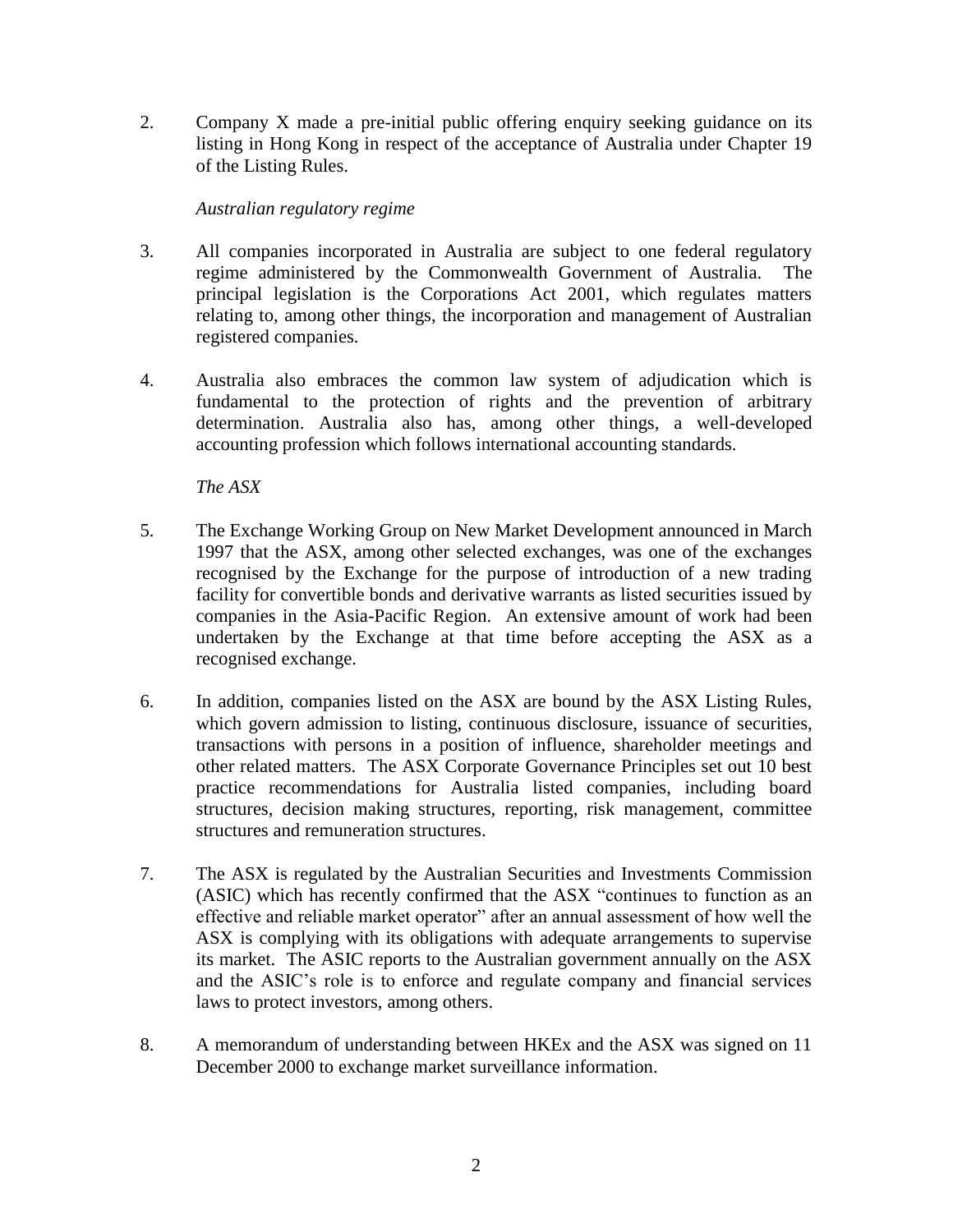2. Company X made a pre-initial public offering enquiry seeking guidance on its listing in Hong Kong in respect of the acceptance of Australia under Chapter 19 of the Listing Rules.

*Australian regulatory regime*

3. All companies incorporated in Australia are subject to one federal regulatory regime administered by the Commonwealth Government of Australia. The principal legislation is the Corporations Act 2001, which regulates matters relating to, among other things, the incorporation and management of Australian registered companies.

4. Australia also embraces the common law system of adjudication which is fundamental to the protection of rights and the prevention of arbitrary determination. Australia also has, among other things, a well-developed accounting profession which follows international accounting standards.

*The ASX*

5. The Exchange Working Group on New Market Development announced in March 1997 that the ASX, among other selected exchanges, was one of the exchanges recognised by the Exchange for the purpose of introduction of a new trading facility for convertible bonds and derivative warrants as listed securities issued by companies in the Asia-Pacific Region. An extensive amount of work had been undertaken by the Exchange at that time before accepting the ASX as a recognised exchange.

6. In addition, companies listed on the ASX are bound by the ASX Listing Rules, which govern admission to listing, continuous disclosure, issuance of securities, transactions with persons in a position of influence, shareholder meetings and other related matters. The ASX Corporate Governance Principles set out 10 best practice recommendations for Australia listed companies, including board structures, decision making structures, reporting, risk management, committee structures and remuneration structures.

7. The ASX is regulated by the Australian Securities and Investments Commission (ASIC) which has recently confirmed that the ASX "continues to function as an effective and reliable market operator" after an annual assessment of how well the ASX is complying with its obligations with adequate arrangements to supervise its market. The ASIC reports to the Australian government annually on the ASX and the ASIC's role is to enforce and regulate company and financial services laws to protect investors, among others.

8. A memorandum of understanding between HKEx and the ASX was signed on 11 December 2000 to exchange market surveillance information.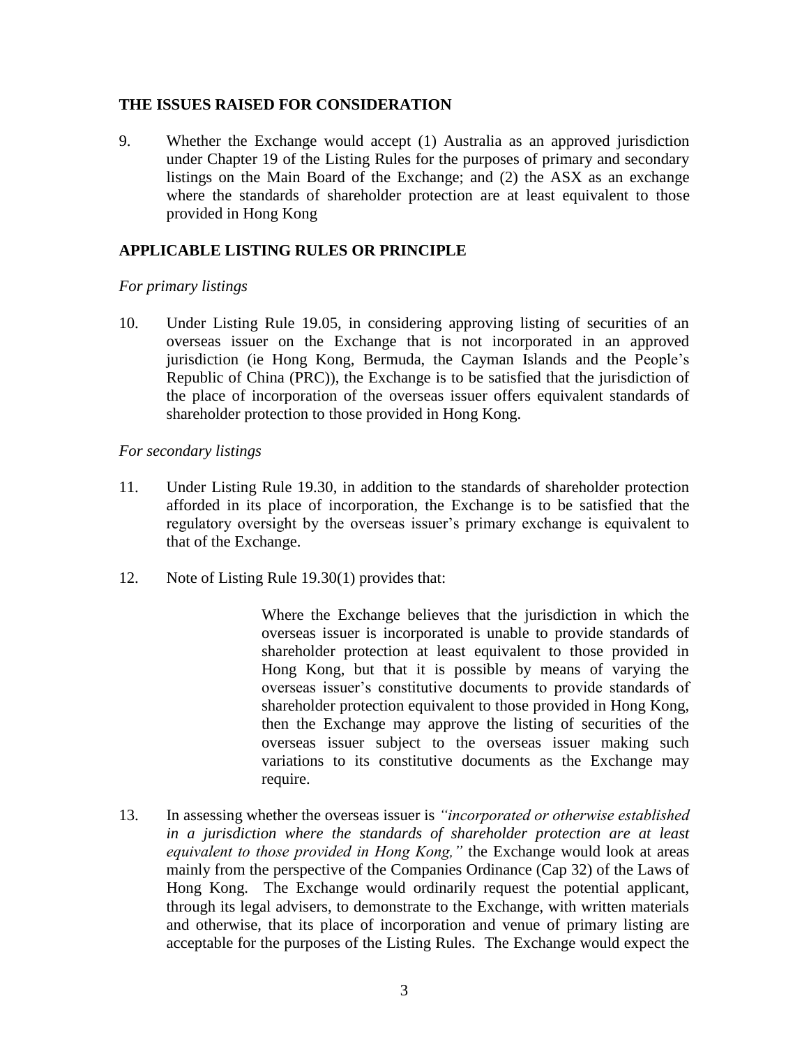## THE ISSUES RAISED FOR CONSIDERATION

9. Whether the Exchange would accept (1) Australia as an approved jurisdiction under Chapter 19 of the Listing Rules for the purposes of primary and secondary listings on the Main Board of the Exchange; and (2) the ASX as an exchange where the standards of shareholder protection are at least equivalent to those provided in Hong Kong

## APPLICABLE LISTING RULES OR PRINCIPLE

*For primary listings*

10. Under Listing Rule 19.05, in considering approving listing of securities of an overseas issuer on the Exchange that is not incorporated in an approved jurisdiction (ie Hong Kong, Bermuda, the Cayman Islands and the People's Republic of China (PRC)), the Exchange is to be satisfied that the jurisdiction of the place of incorporation of the overseas issuer offers equivalent standards of shareholder protection to those provided in Hong Kong.

*For secondary listings*

11. Under Listing Rule 19.30, in addition to the standards of shareholder protection afforded in its place of incorporation, the Exchange is to be satisfied that the regulatory oversight by the overseas issuer's primary exchange is equivalent to that of the Exchange.

12. Note of Listing Rule 19.30(1) provides that:

> Where the Exchange believes that the jurisdiction in which the overseas issuer is incorporated is unable to provide standards of shareholder protection at least equivalent to those provided in Hong Kong, but that it is possible by means of varying the overseas issuer's constitutive documents to provide standards of shareholder protection equivalent to those provided in Hong Kong, then the Exchange may approve the listing of securities of the overseas issuer subject to the overseas issuer making such variations to its constitutive documents as the Exchange may require.

13. In assessing whether the overseas issuer is *"incorporated or otherwise established in a jurisdiction where the standards of shareholder protection are at least equivalent to those provided in Hong Kong,"* the Exchange would look at areas mainly from the perspective of the Companies Ordinance (Cap 32) of the Laws of Hong Kong. The Exchange would ordinarily request the potential applicant, through its legal advisers, to demonstrate to the Exchange, with written materials and otherwise, that its place of incorporation and venue of primary listing are acceptable for the purposes of the Listing Rules. The Exchange would expect the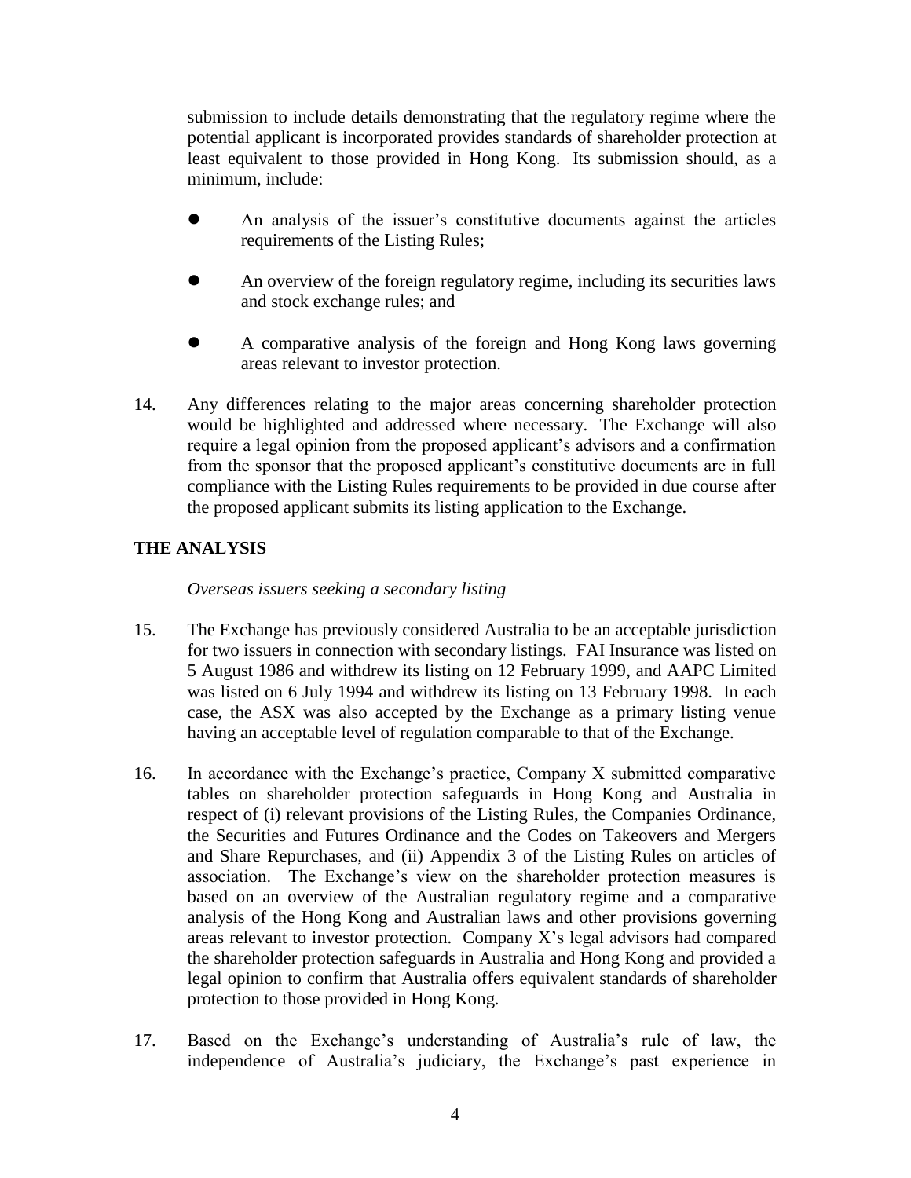submission to include details demonstrating that the regulatory regime where the potential applicant is incorporated provides standards of shareholder protection at least equivalent to those provided in Hong Kong. Its submission should, as a minimum, include:

- An analysis of the issuer's constitutive documents against the articles requirements of the Listing Rules;
- An overview of the foreign regulatory regime, including its securities laws and stock exchange rules; and
- A comparative analysis of the foreign and Hong Kong laws governing areas relevant to investor protection.

14. Any differences relating to the major areas concerning shareholder protection would be highlighted and addressed where necessary. The Exchange will also require a legal opinion from the proposed applicant's advisors and a confirmation from the sponsor that the proposed applicant's constitutive documents are in full compliance with the Listing Rules requirements to be provided in due course after the proposed applicant submits its listing application to the Exchange.

**THE ANALYSIS**

*Overseas issuers seeking a secondary listing*

15. The Exchange has previously considered Australia to be an acceptable jurisdiction for two issuers in connection with secondary listings. FAI Insurance was listed on 5 August 1986 and withdrew its listing on 12 February 1999, and AAPC Limited was listed on 6 July 1994 and withdrew its listing on 13 February 1998. In each case, the ASX was also accepted by the Exchange as a primary listing venue having an acceptable level of regulation comparable to that of the Exchange.

16. In accordance with the Exchange's practice, Company X submitted comparative tables on shareholder protection safeguards in Hong Kong and Australia in respect of (i) relevant provisions of the Listing Rules, the Companies Ordinance, the Securities and Futures Ordinance and the Codes on Takeovers and Mergers and Share Repurchases, and (ii) Appendix 3 of the Listing Rules on articles of association. The Exchange's view on the shareholder protection measures is based on an overview of the Australian regulatory regime and a comparative analysis of the Hong Kong and Australian laws and other provisions governing areas relevant to investor protection. Company X's legal advisors had compared the shareholder protection safeguards in Australia and Hong Kong and provided a legal opinion to confirm that Australia offers equivalent standards of shareholder protection to those provided in Hong Kong.

17. Based on the Exchange's understanding of Australia's rule of law, the independence of Australia's judiciary, the Exchange's past experience in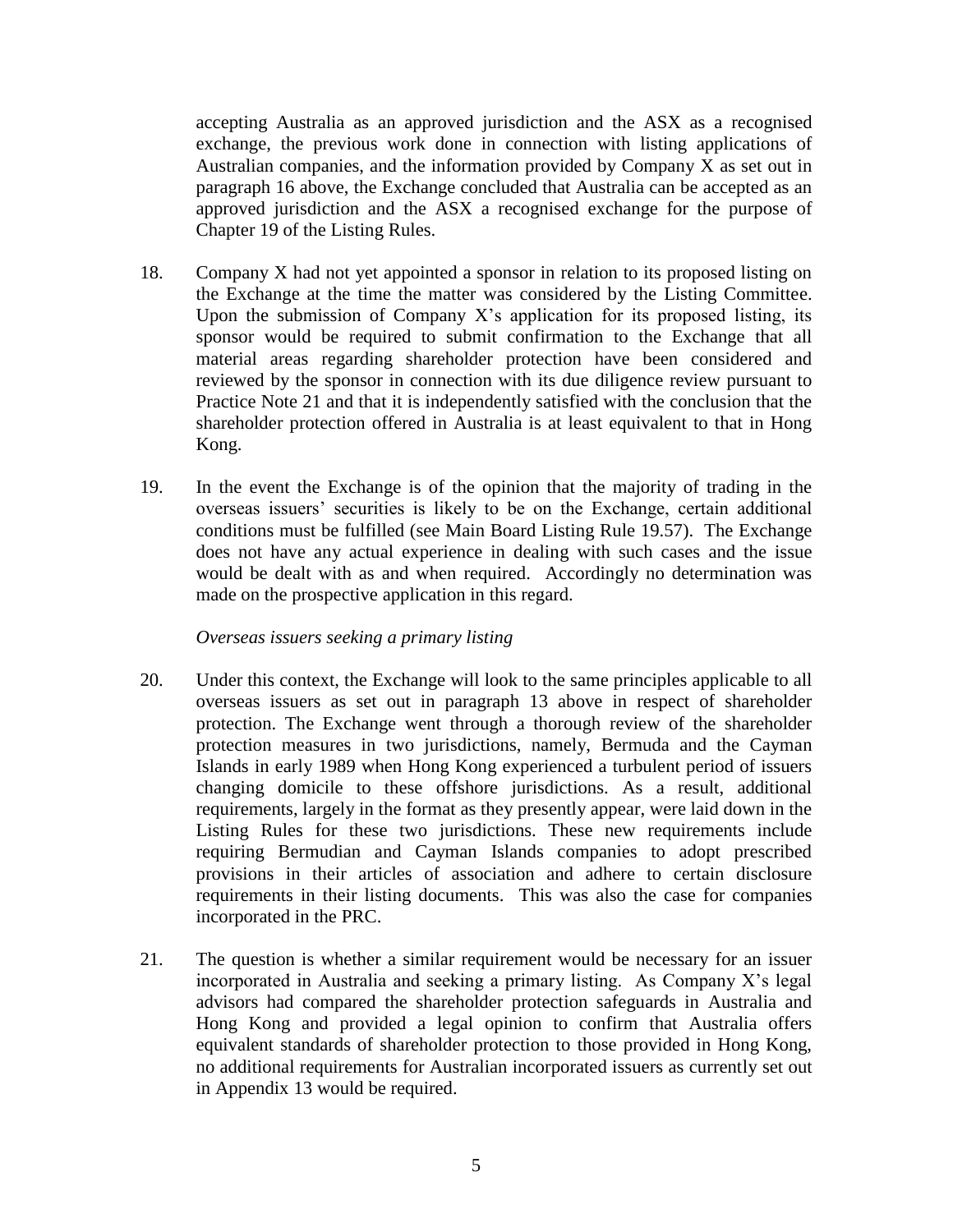accepting Australia as an approved jurisdiction and the ASX as a recognised exchange, the previous work done in connection with listing applications of Australian companies, and the information provided by Company X as set out in paragraph 16 above, the Exchange concluded that Australia can be accepted as an approved jurisdiction and the ASX a recognised exchange for the purpose of Chapter 19 of the Listing Rules.

18. Company X had not yet appointed a sponsor in relation to its proposed listing on the Exchange at the time the matter was considered by the Listing Committee. Upon the submission of Company X's application for its proposed listing, its sponsor would be required to submit confirmation to the Exchange that all material areas regarding shareholder protection have been considered and reviewed by the sponsor in connection with its due diligence review pursuant to Practice Note 21 and that it is independently satisfied with the conclusion that the shareholder protection offered in Australia is at least equivalent to that in Hong Kong.

19. In the event the Exchange is of the opinion that the majority of trading in the overseas issuers' securities is likely to be on the Exchange, certain additional conditions must be fulfilled (see Main Board Listing Rule 19.57). The Exchange does not have any actual experience in dealing with such cases and the issue would be dealt with as and when required. Accordingly no determination was made on the prospective application in this regard.

*Overseas issuers seeking a primary listing*

20. Under this context, the Exchange will look to the same principles applicable to all overseas issuers as set out in paragraph 13 above in respect of shareholder protection. The Exchange went through a thorough review of the shareholder protection measures in two jurisdictions, namely, Bermuda and the Cayman Islands in early 1989 when Hong Kong experienced a turbulent period of issuers changing domicile to these offshore jurisdictions. As a result, additional requirements, largely in the format as they presently appear, were laid down in the Listing Rules for these two jurisdictions. These new requirements include requiring Bermudian and Cayman Islands companies to adopt prescribed provisions in their articles of association and adhere to certain disclosure requirements in their listing documents. This was also the case for companies incorporated in the PRC.

21. The question is whether a similar requirement would be necessary for an issuer incorporated in Australia and seeking a primary listing. As Company X's legal advisors had compared the shareholder protection safeguards in Australia and Hong Kong and provided a legal opinion to confirm that Australia offers equivalent standards of shareholder protection to those provided in Hong Kong, no additional requirements for Australian incorporated issuers as currently set out in Appendix 13 would be required.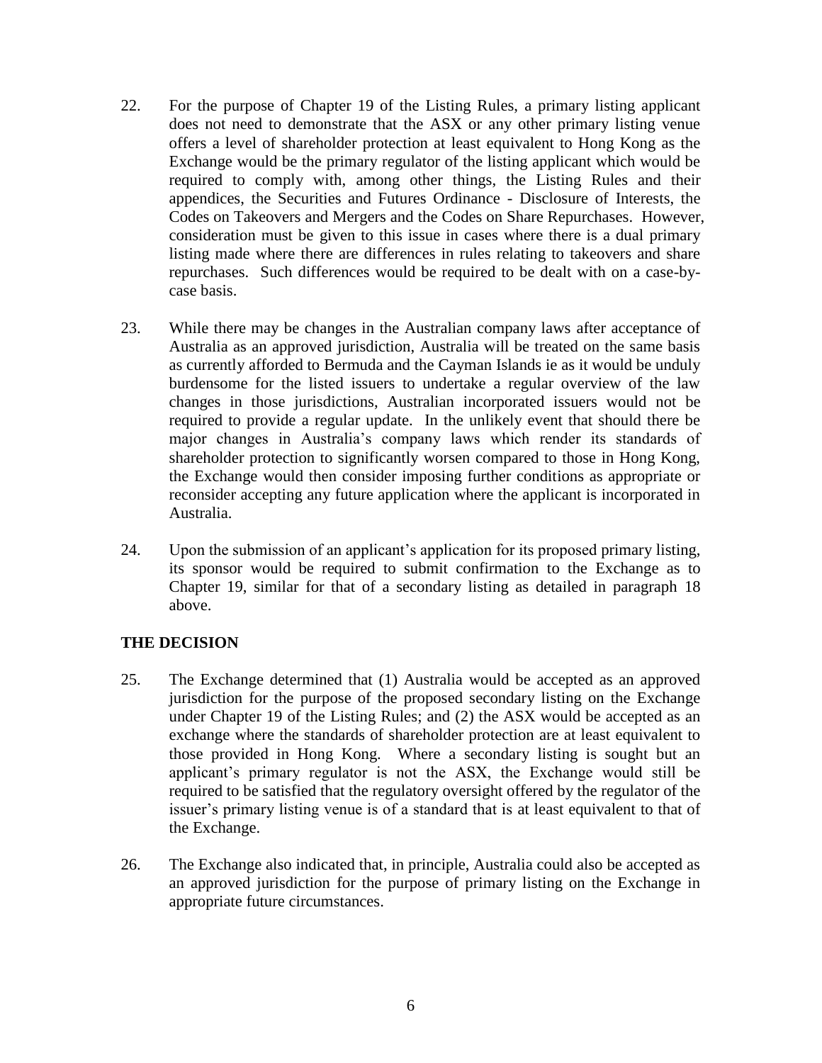22. For the purpose of Chapter 19 of the Listing Rules, a primary listing applicant does not need to demonstrate that the ASX or any other primary listing venue offers a level of shareholder protection at least equivalent to Hong Kong as the Exchange would be the primary regulator of the listing applicant which would be required to comply with, among other things, the Listing Rules and their appendices, the Securities and Futures Ordinance - Disclosure of Interests, the Codes on Takeovers and Mergers and the Codes on Share Repurchases. However, consideration must be given to this issue in cases where there is a dual primary listing made where there are differences in rules relating to takeovers and share repurchases. Such differences would be required to be dealt with on a case-by-case basis.

23. While there may be changes in the Australian company laws after acceptance of Australia as an approved jurisdiction, Australia will be treated on the same basis as currently afforded to Bermuda and the Cayman Islands ie as it would be unduly burdensome for the listed issuers to undertake a regular overview of the law changes in those jurisdictions, Australian incorporated issuers would not be required to provide a regular update. In the unlikely event that should there be major changes in Australia's company laws which render its standards of shareholder protection to significantly worsen compared to those in Hong Kong, the Exchange would then consider imposing further conditions as appropriate or reconsider accepting any future application where the applicant is incorporated in Australia.

24. Upon the submission of an applicant's application for its proposed primary listing, its sponsor would be required to submit confirmation to the Exchange as to Chapter 19, similar for that of a secondary listing as detailed in paragraph 18 above.

## THE DECISION

25. The Exchange determined that (1) Australia would be accepted as an approved jurisdiction for the purpose of the proposed secondary listing on the Exchange under Chapter 19 of the Listing Rules; and (2) the ASX would be accepted as an exchange where the standards of shareholder protection are at least equivalent to those provided in Hong Kong. Where a secondary listing is sought but an applicant's primary regulator is not the ASX, the Exchange would still be required to be satisfied that the regulatory oversight offered by the regulator of the issuer's primary listing venue is of a standard that is at least equivalent to that of the Exchange.

26. The Exchange also indicated that, in principle, Australia could also be accepted as an approved jurisdiction for the purpose of primary listing on the Exchange in appropriate future circumstances.